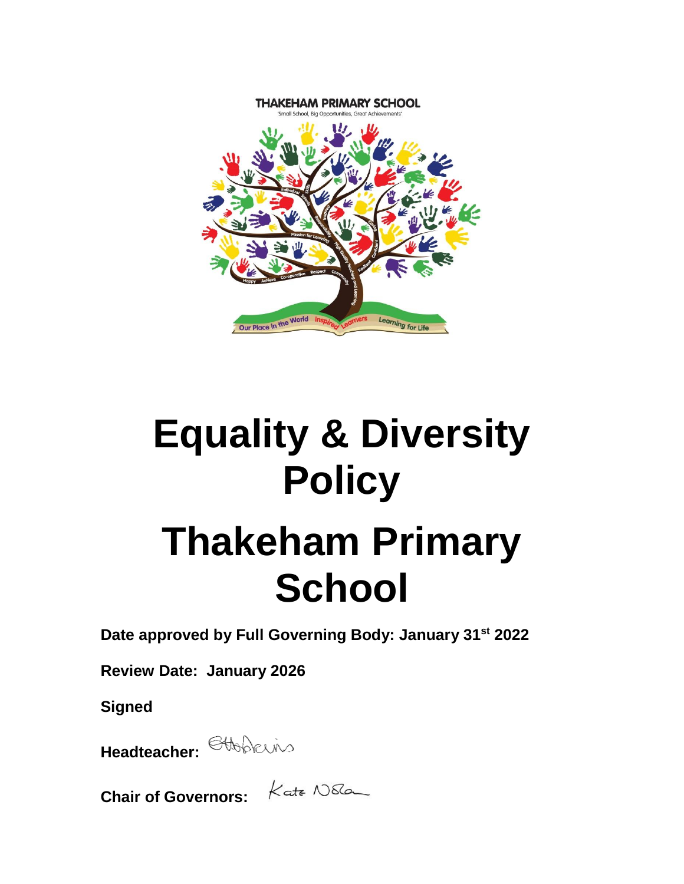THAKEHAM PRIMARY SCHOOL

'Small School, Big Opportunities, Great Achievements'

# Equality & Diversity Policy

# Thakeham Primary School

**Date approved by Full Governing Body: January 31st 2022**

**Review Date: January 2026**

**Signed**

**Headteacher:**

**Chair of Governors:**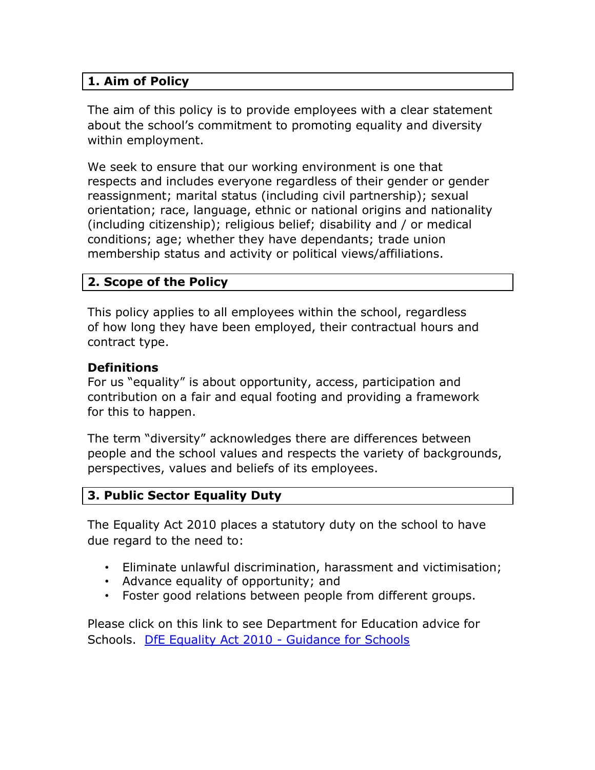## 1. Aim of Policy

The aim of this policy is to provide employees with a clear statement about the school's commitment to promoting equality and diversity within employment.

We seek to ensure that our working environment is one that respects and includes everyone regardless of their gender or gender reassignment; marital status (including civil partnership); sexual orientation; race, language, ethnic or national origins and nationality (including citizenship); religious belief; disability and / or medical conditions; age; whether they have dependants; trade union membership status and activity or political views/affiliations.

## 2. Scope of the Policy

This policy applies to all employees within the school, regardless of how long they have been employed, their contractual hours and contract type.

**Definitions**

For us "equality" is about opportunity, access, participation and contribution on a fair and equal footing and providing a framework for this to happen.

The term "diversity" acknowledges there are differences between people and the school values and respects the variety of backgrounds, perspectives, values and beliefs of its employees.

## 3. Public Sector Equality Duty

The Equality Act 2010 places a statutory duty on the school to have due regard to the need to:

- Eliminate unlawful discrimination, harassment and victimisation;
- Advance equality of opportunity; and
- Foster good relations between people from different groups.

Please click on this link to see Department for Education advice for Schools. [DfE Equality Act 2010 - Guidance for Schools]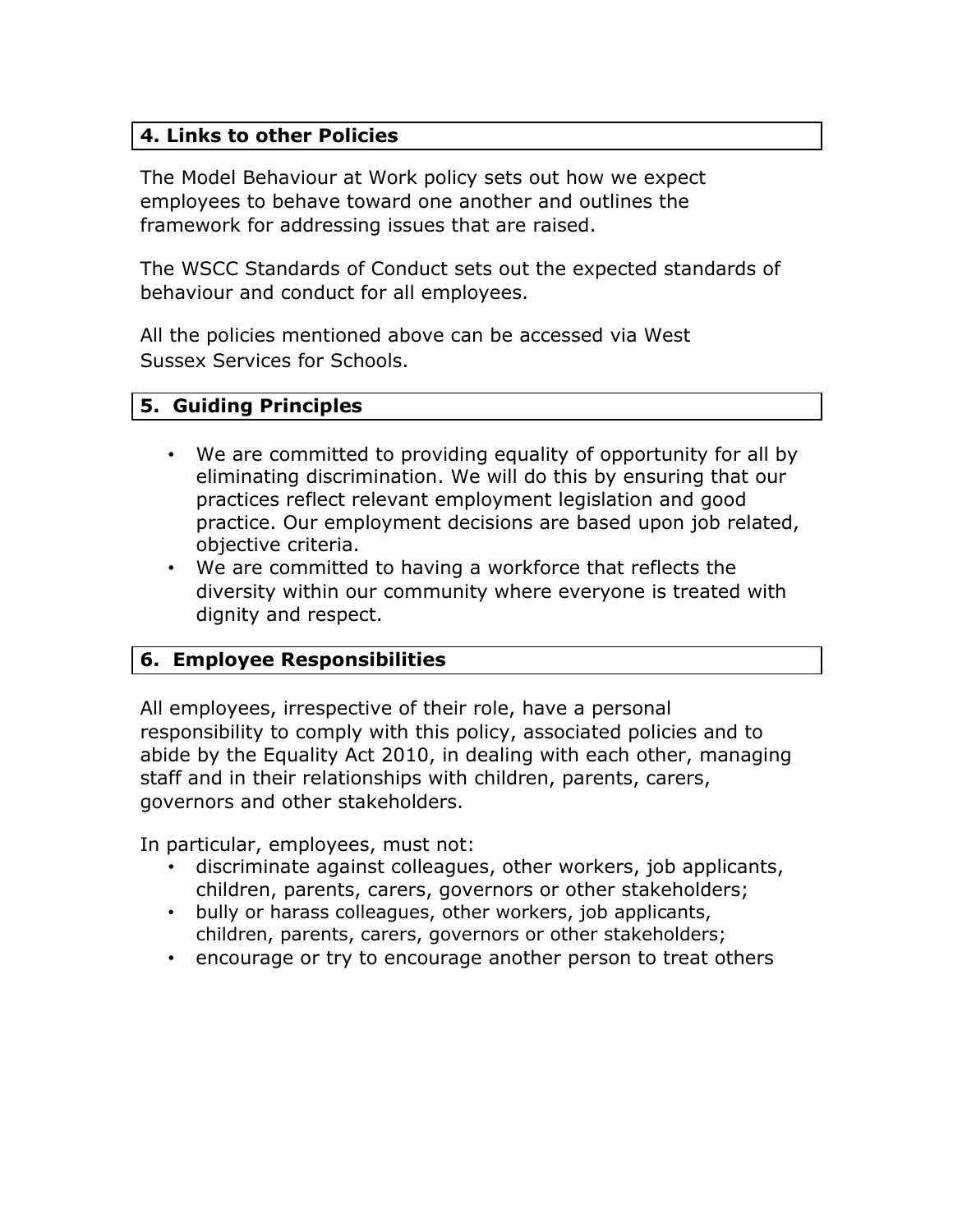## 4. Links to other Policies

The Model Behaviour at Work policy sets out how we expect employees to behave toward one another and outlines the framework for addressing issues that are raised.

The WSCC Standards of Conduct sets out the expected standards of behaviour and conduct for all employees.

All the policies mentioned above can be accessed via West Sussex Services for Schools.

## 5. Guiding Principles

- We are committed to providing equality of opportunity for all by eliminating discrimination. We will do this by ensuring that our practices reflect relevant employment legislation and good practice. Our employment decisions are based upon job related, objective criteria.
- We are committed to having a workforce that reflects the diversity within our community where everyone is treated with dignity and respect.

## 6. Employee Responsibilities

All employees, irrespective of their role, have a personal responsibility to comply with this policy, associated policies and to abide by the Equality Act 2010, in dealing with each other, managing staff and in their relationships with children, parents, carers, governors and other stakeholders.

In particular, employees, must not:

- discriminate against colleagues, other workers, job applicants, children, parents, carers, governors or other stakeholders;
- bully or harass colleagues, other workers, job applicants, children, parents, carers, governors or other stakeholders;
- encourage or try to encourage another person to treat others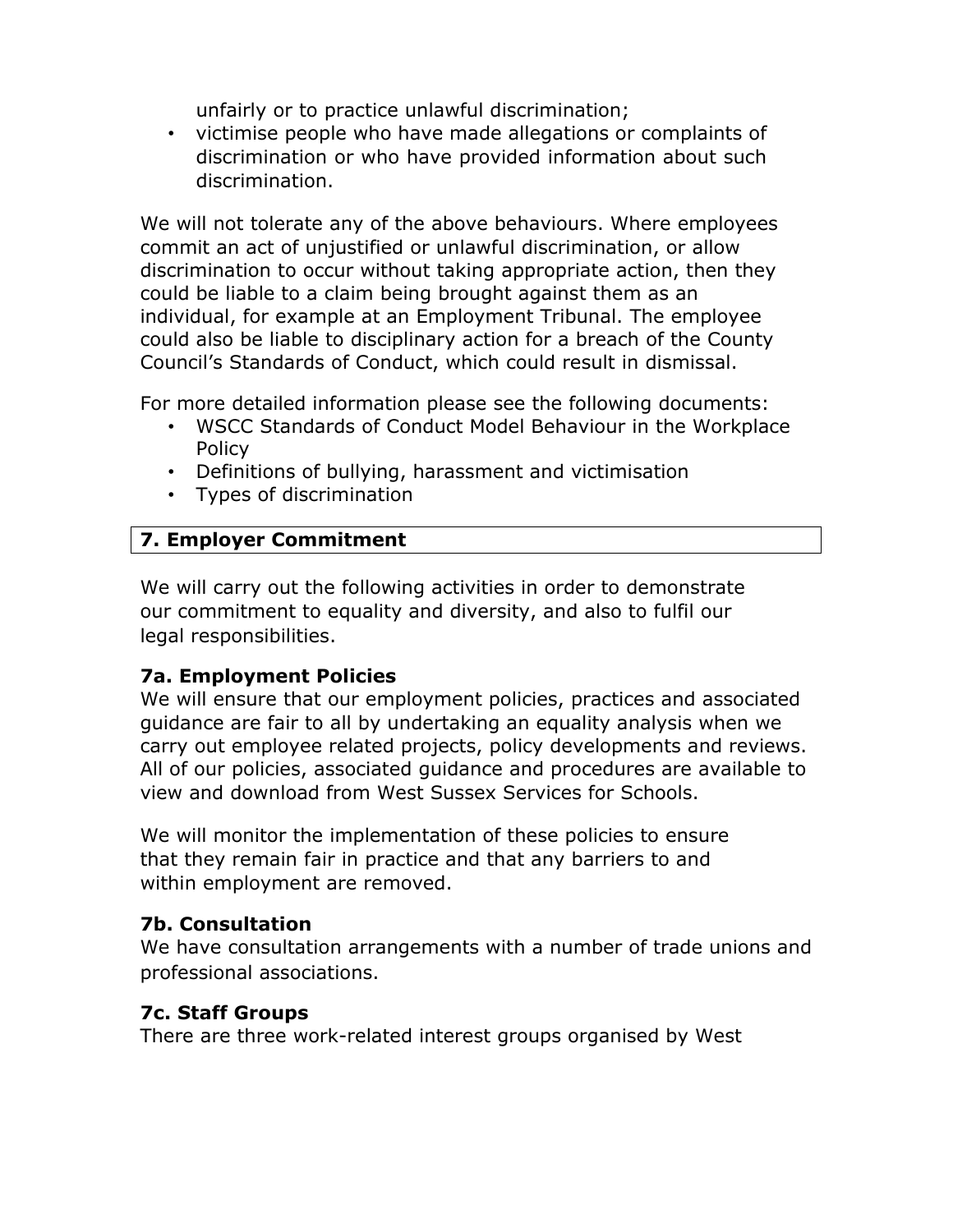unfairly or to practice unlawful discrimination;
- victimise people who have made allegations or complaints of discrimination or who have provided information about such discrimination.

We will not tolerate any of the above behaviours. Where employees commit an act of unjustified or unlawful discrimination, or allow discrimination to occur without taking appropriate action, then they could be liable to a claim being brought against them as an individual, for example at an Employment Tribunal. The employee could also be liable to disciplinary action for a breach of the County Council's Standards of Conduct, which could result in dismissal.

For more detailed information please see the following documents:

- WSCC Standards of Conduct Model Behaviour in the Workplace Policy
- Definitions of bullying, harassment and victimisation
- Types of discrimination

## 7. Employer Commitment

We will carry out the following activities in order to demonstrate our commitment to equality and diversity, and also to fulfil our legal responsibilities.

### 7a. Employment Policies

We will ensure that our employment policies, practices and associated guidance are fair to all by undertaking an equality analysis when we carry out employee related projects, policy developments and reviews. All of our policies, associated guidance and procedures are available to view and download from West Sussex Services for Schools.

We will monitor the implementation of these policies to ensure that they remain fair in practice and that any barriers to and within employment are removed.

### 7b. Consultation

We have consultation arrangements with a number of trade unions and professional associations.

### 7c. Staff Groups

There are three work-related interest groups organised by West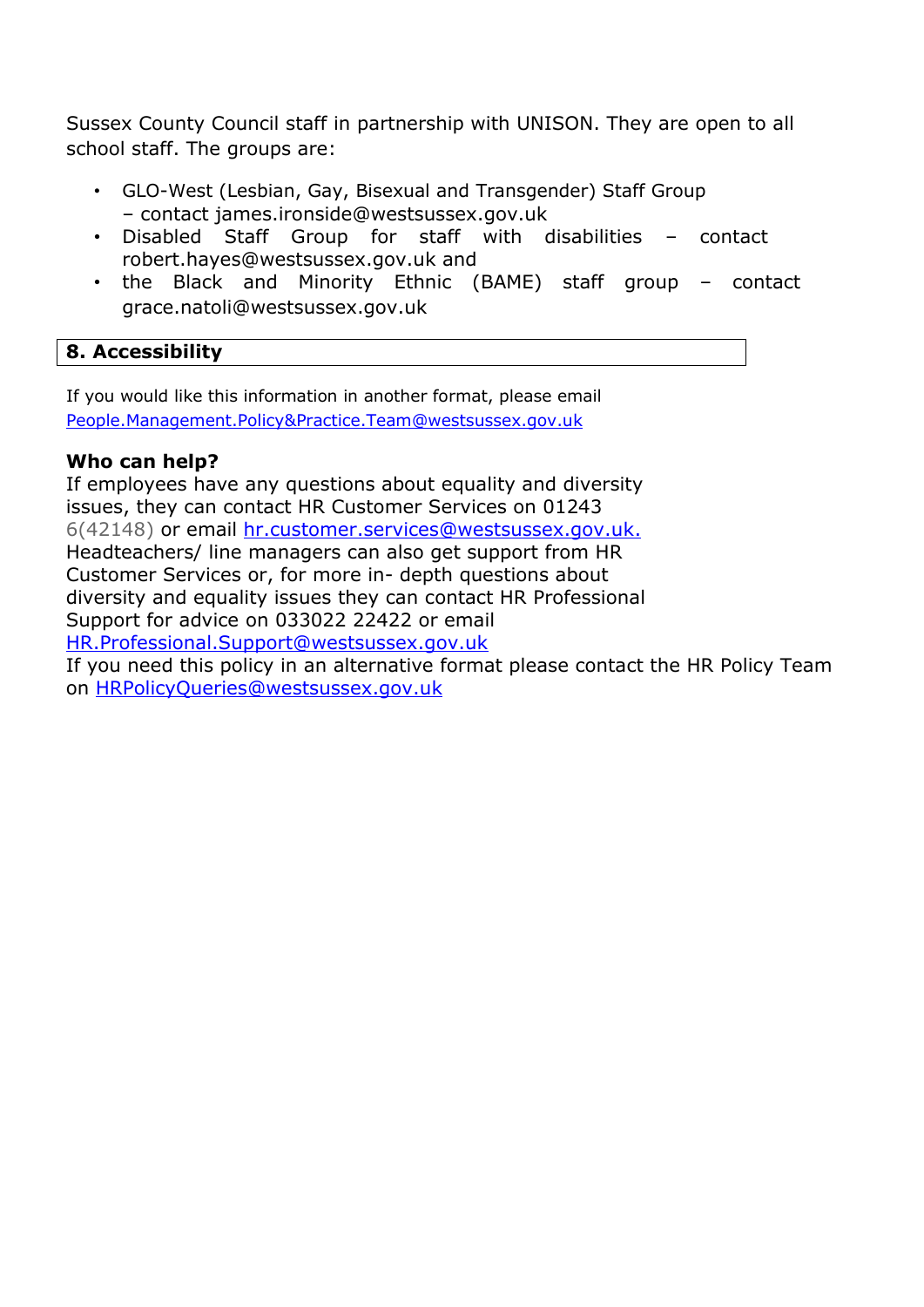Sussex County Council staff in partnership with UNISON. They are open to all school staff. The groups are:

- GLO-West (Lesbian, Gay, Bisexual and Transgender) Staff Group – contact james.ironside@westsussex.gov.uk
- Disabled Staff Group for staff with disabilities – contact robert.hayes@westsussex.gov.uk and
- the Black and Minority Ethnic (BAME) staff group – contact grace.natoli@westsussex.gov.uk

## 8. Accessibility

If you would like this information in another format, please email People.Management.Policy&Practice.Team@westsussex.gov.uk

**Who can help?**

If employees have any questions about equality and diversity issues, they can contact HR Customer Services on 01243 6(42148) or email hr.customer.services@westsussex.gov.uk. Headteachers/ line managers can also get support from HR Customer Services or, for more in- depth questions about diversity and equality issues they can contact HR Professional Support for advice on 033022 22422 or email HR.Professional.Support@westsussex.gov.uk

If you need this policy in an alternative format please contact the HR Policy Team on HRPolicyQueries@westsussex.gov.uk